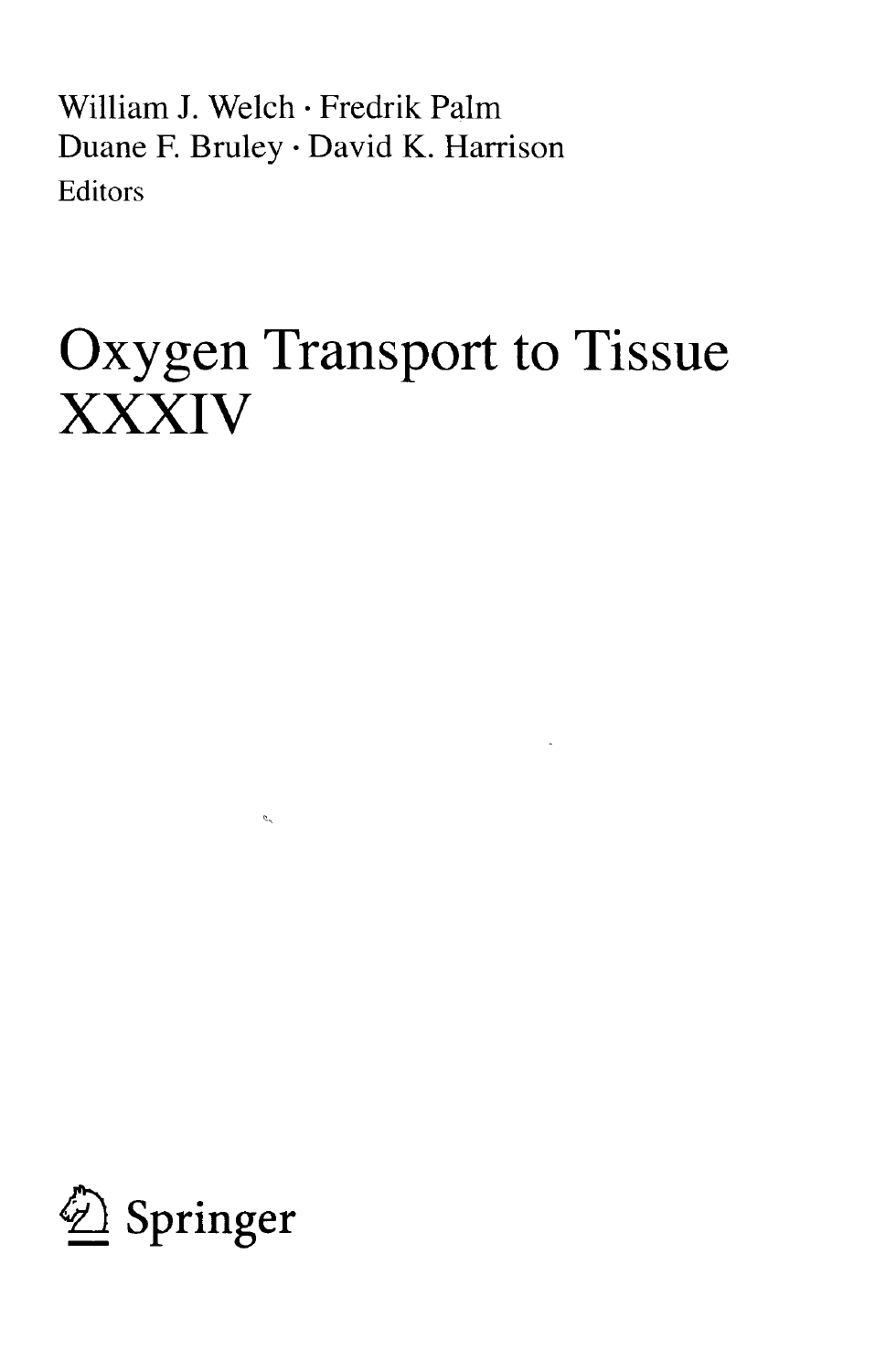William J. Welch · Fredrik Palm
Duane F. Bruley · David K. Harrison
Editors

# Oxygen Transport to Tissue XXXIV

Springer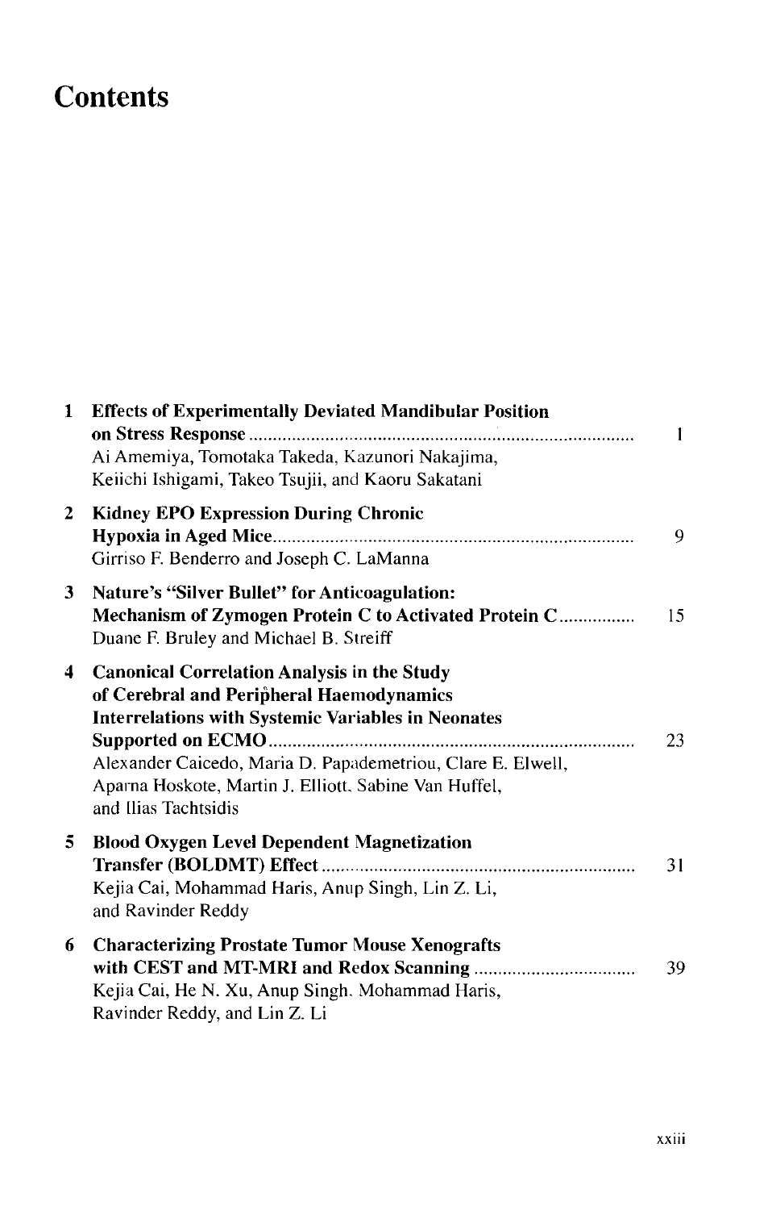# Contents

1 **Effects of Experimentally Deviated Mandibular Position on Stress Response** ..................... 1
Ai Amemiya, Tomotaka Takeda, Kazunori Nakajima, Keiichi Ishigami, Takeo Tsujii, and Kaoru Sakatani

2 **Kidney EPO Expression During Chronic Hypoxia in Aged Mice** ..................... 9
Girriso F. Benderro and Joseph C. LaManna

3 **Nature's "Silver Bullet" for Anticoagulation: Mechanism of Zymogen Protein C to Activated Protein C** ..................... 15
Duane F. Bruley and Michael B. Streiff

4 **Canonical Correlation Analysis in the Study of Cerebral and Peripheral Haemodynamics Interrelations with Systemic Variables in Neonates Supported on ECMO** ..................... 23
Alexander Caicedo, Maria D. Papademetriou, Clare E. Elwell, Aparna Hoskote, Martin J. Elliott, Sabine Van Huffel, and Ilias Tachtsidis

5 **Blood Oxygen Level Dependent Magnetization Transfer (BOLDMT) Effect** ..................... 31
Kejia Cai, Mohammad Haris, Anup Singh, Lin Z. Li, and Ravinder Reddy

6 **Characterizing Prostate Tumor Mouse Xenografts with CEST and MT-MRI and Redox Scanning** ..................... 39
Kejia Cai, He N. Xu, Anup Singh, Mohammad Haris, Ravinder Reddy, and Lin Z. Li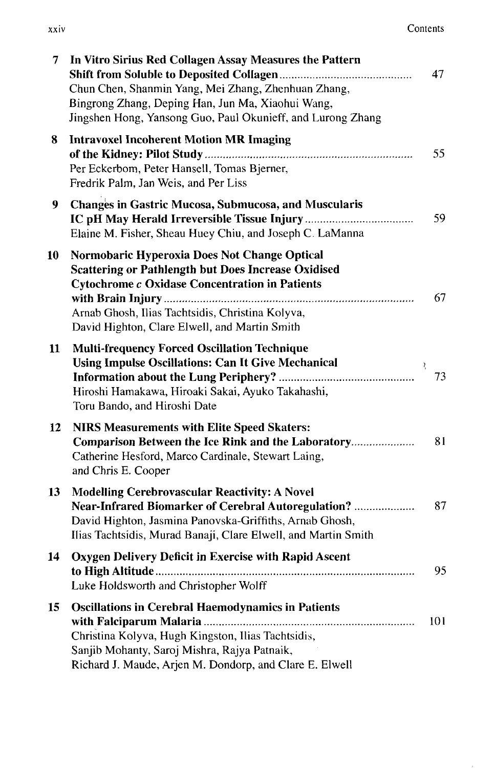| | | |
|---|---|---|
| 7 | **In Vitro Sirius Red Collagen Assay Measures the Pattern Shift from Soluble to Deposited Collagen** <br> Chun Chen, Shanmin Yang, Mei Zhang, Zhenhuan Zhang, Bingrong Zhang, Deping Han, Jun Ma, Xiaohui Wang, Jingshen Hong, Yansong Guo, Paul Okunieff, and Lurong Zhang | 47 |
| 8 | **Intravoxel Incoherent Motion MR Imaging of the Kidney: Pilot Study** <br> Per Eckerbom, Peter Hansell, Tomas Bjerner, Fredrik Palm, Jan Weis, and Per Liss | 55 |
| 9 | **Changes in Gastric Mucosa, Submucosa, and Muscularis IC pH May Herald Irreversible Tissue Injury** <br> Elaine M. Fisher, Sheau Huey Chiu, and Joseph C. LaManna | 59 |
| 10 | **Normobaric Hyperoxia Does Not Change Optical Scattering or Pathlength but Does Increase Oxidised Cytochrome *c* Oxidase Concentration in Patients with Brain Injury** <br> Arnab Ghosh, Ilias Tachtsidis, Christina Kolyva, David Highton, Clare Elwell, and Martin Smith | 67 |
| 11 | **Multi-frequency Forced Oscillation Technique Using Impulse Oscillations: Can It Give Mechanical Information about the Lung Periphery?** <br> Hiroshi Hamakawa, Hiroaki Sakai, Ayuko Takahashi, Toru Bando, and Hiroshi Date | 73 |
| 12 | **NIRS Measurements with Elite Speed Skaters: Comparison Between the Ice Rink and the Laboratory** <br> Catherine Hesford, Marco Cardinale, Stewart Laing, and Chris E. Cooper | 81 |
| 13 | **Modelling Cerebrovascular Reactivity: A Novel Near-Infrared Biomarker of Cerebral Autoregulation?** <br> David Highton, Jasmina Panovska-Griffiths, Arnab Ghosh, Ilias Tachtsidis, Murad Banaji, Clare Elwell, and Martin Smith | 87 |
| 14 | **Oxygen Delivery Deficit in Exercise with Rapid Ascent to High Altitude** <br> Luke Holdsworth and Christopher Wolff | 95 |
| 15 | **Oscillations in Cerebral Haemodynamics in Patients with Falciparum Malaria** <br> Christina Kolyva, Hugh Kingston, Ilias Tachtsidis, Sanjib Mohanty, Saroj Mishra, Rajya Patnaik, Richard J. Maude, Arjen M. Dondorp, and Clare E. Elwell | 101 |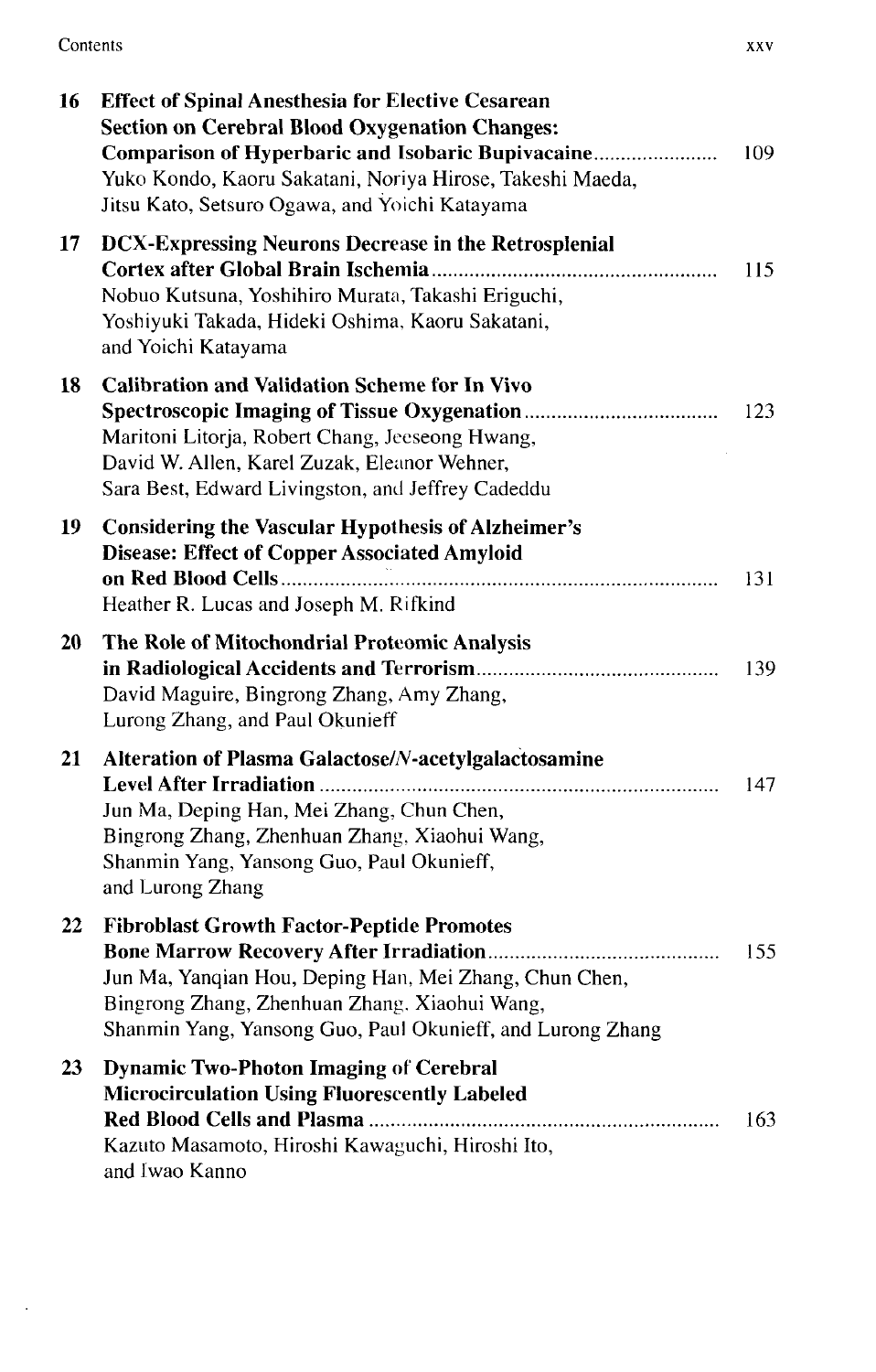| | | |
|---|---|---|
| 16 | **Effect of Spinal Anesthesia for Elective Cesarean Section on Cerebral Blood Oxygenation Changes: Comparison of Hyperbaric and Isobaric Bupivacaine**<br>Yuko Kondo, Kaoru Sakatani, Noriya Hirose, Takeshi Maeda, Jitsu Kato, Setsuro Ogawa, and Yoichi Katayama | 109 |
| 17 | **DCX-Expressing Neurons Decrease in the Retrosplenial Cortex after Global Brain Ischemia**<br>Nobuo Kutsuna, Yoshihiro Murata, Takashi Eriguchi, Yoshiyuki Takada, Hideki Oshima, Kaoru Sakatani, and Yoichi Katayama | 115 |
| 18 | **Calibration and Validation Scheme for In Vivo Spectroscopic Imaging of Tissue Oxygenation**<br>Maritoni Litorja, Robert Chang, Jeeseong Hwang, David W. Allen, Karel Zuzak, Eleanor Wehner, Sara Best, Edward Livingston, and Jeffrey Cadeddu | 123 |
| 19 | **Considering the Vascular Hypothesis of Alzheimer's Disease: Effect of Copper Associated Amyloid on Red Blood Cells**<br>Heather R. Lucas and Joseph M. Rifkind | 131 |
| 20 | **The Role of Mitochondrial Proteomic Analysis in Radiological Accidents and Terrorism**<br>David Maguire, Bingrong Zhang, Amy Zhang, Lurong Zhang, and Paul Okunieff | 139 |
| 21 | **Alteration of Plasma Galactose/*N*-acetylgalactosamine Level After Irradiation**<br>Jun Ma, Deping Han, Mei Zhang, Chun Chen, Bingrong Zhang, Zhenhuan Zhang, Xiaohui Wang, Shanmin Yang, Yansong Guo, Paul Okunieff, and Lurong Zhang | 147 |
| 22 | **Fibroblast Growth Factor-Peptide Promotes Bone Marrow Recovery After Irradiation**<br>Jun Ma, Yanqian Hou, Deping Han, Mei Zhang, Chun Chen, Bingrong Zhang, Zhenhuan Zhang, Xiaohui Wang, Shanmin Yang, Yansong Guo, Paul Okunieff, and Lurong Zhang | 155 |
| 23 | **Dynamic Two-Photon Imaging of Cerebral Microcirculation Using Fluorescently Labeled Red Blood Cells and Plasma**<br>Kazuto Masamoto, Hiroshi Kawaguchi, Hiroshi Ito, and Iwao Kanno | 163 |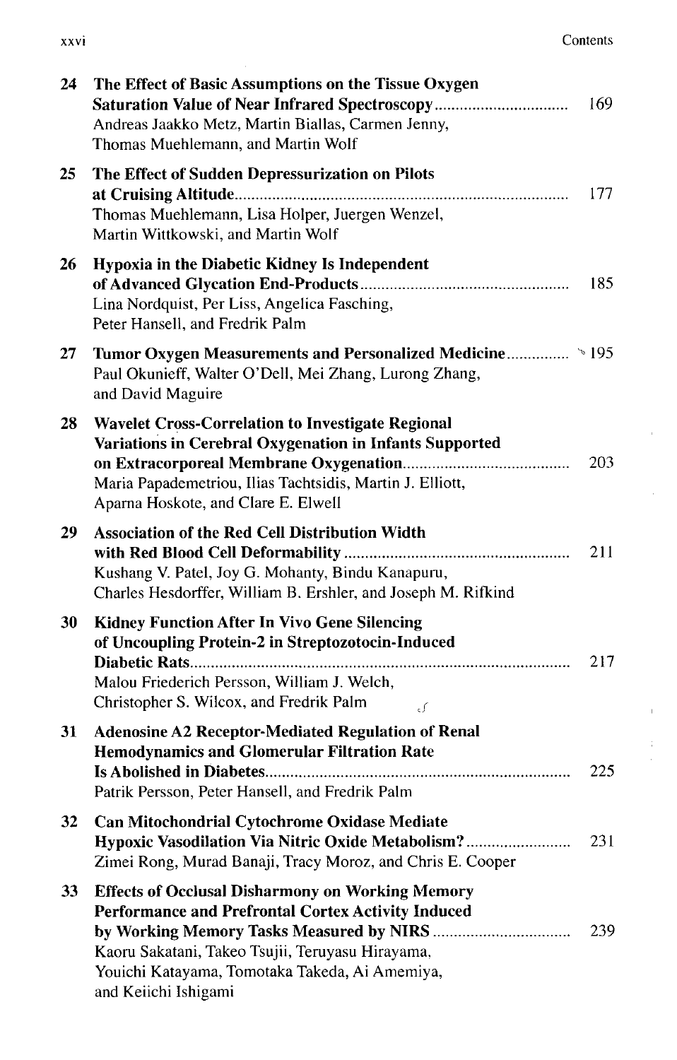| | | |
|---|---|---|
| 24 | **The Effect of Basic Assumptions on the Tissue Oxygen Saturation Value of Near Infrared Spectroscopy**<br>Andreas Jaakko Metz, Martin Biallas, Carmen Jenny, Thomas Muehlemann, and Martin Wolf | 169 |
| 25 | **The Effect of Sudden Depressurization on Pilots at Cruising Altitude**<br>Thomas Muehlemann, Lisa Holper, Juergen Wenzel, Martin Wittkowski, and Martin Wolf | 177 |
| 26 | **Hypoxia in the Diabetic Kidney Is Independent of Advanced Glycation End-Products**<br>Lina Nordquist, Per Liss, Angelica Fasching, Peter Hansell, and Fredrik Palm | 185 |
| 27 | **Tumor Oxygen Measurements and Personalized Medicine**<br>Paul Okunieff, Walter O'Dell, Mei Zhang, Lurong Zhang, and David Maguire | 195 |
| 28 | **Wavelet Cross-Correlation to Investigate Regional Variations in Cerebral Oxygenation in Infants Supported on Extracorporeal Membrane Oxygenation**<br>Maria Papademetriou, Ilias Tachtsidis, Martin J. Elliott, Aparna Hoskote, and Clare E. Elwell | 203 |
| 29 | **Association of the Red Cell Distribution Width with Red Blood Cell Deformability**<br>Kushang V. Patel, Joy G. Mohanty, Bindu Kanapuru, Charles Hesdorffer, William B. Ershler, and Joseph M. Rifkind | 211 |
| 30 | **Kidney Function After In Vivo Gene Silencing of Uncoupling Protein-2 in Streptozotocin-Induced Diabetic Rats**<br>Malou Friederich Persson, William J. Welch, Christopher S. Wilcox, and Fredrik Palm | 217 |
| 31 | **Adenosine A2 Receptor-Mediated Regulation of Renal Hemodynamics and Glomerular Filtration Rate Is Abolished in Diabetes**<br>Patrik Persson, Peter Hansell, and Fredrik Palm | 225 |
| 32 | **Can Mitochondrial Cytochrome Oxidase Mediate Hypoxic Vasodilation Via Nitric Oxide Metabolism?**<br>Zimei Rong, Murad Banaji, Tracy Moroz, and Chris E. Cooper | 231 |
| 33 | **Effects of Occlusal Disharmony on Working Memory Performance and Prefrontal Cortex Activity Induced by Working Memory Tasks Measured by NIRS**<br>Kaoru Sakatani, Takeo Tsujii, Teruyasu Hirayama, Youichi Katayama, Tomotaka Takeda, Ai Amemiya, and Keiichi Ishigami | 239 |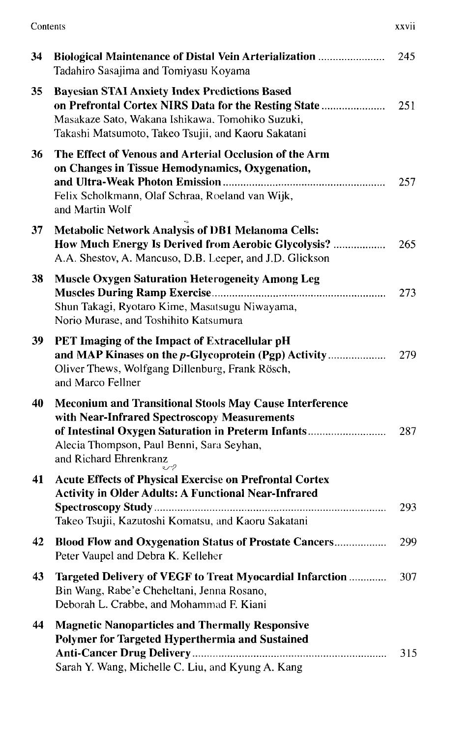| | | |
|---|---|---|
| 34 | **Biological Maintenance of Distal Vein Arterialization** <br> Tadahiro Sasajima and Tomiyasu Koyama | 245 |
| 35 | **Bayesian STAI Anxiety Index Predictions Based on Prefrontal Cortex NIRS Data for the Resting State** <br> Masakaze Sato, Wakana Ishikawa, Tomohiko Suzuki, Takashi Matsumoto, Takeo Tsujii, and Kaoru Sakatani | 251 |
| 36 | **The Effect of Venous and Arterial Occlusion of the Arm on Changes in Tissue Hemodynamics, Oxygenation, and Ultra-Weak Photon Emission** <br> Felix Scholkmann, Olaf Schraa, Roeland van Wijk, and Martin Wolf | 257 |
| 37 | **Metabolic Network Analysis of DB1 Melanoma Cells: How Much Energy Is Derived from Aerobic Glycolysis?** <br> A.A. Shestov, A. Mancuso, D.B. Leeper, and J.D. Glickson | 265 |
| 38 | **Muscle Oxygen Saturation Heterogeneity Among Leg Muscles During Ramp Exercise** <br> Shun Takagi, Ryotaro Kime, Masatsugu Niwayama, Norio Murase, and Toshihito Katsumura | 273 |
| 39 | **PET Imaging of the Impact of Extracellular pH and MAP Kinases on the *p*-Glycoprotein (Pgp) Activity** <br> Oliver Thews, Wolfgang Dillenburg, Frank Rösch, and Marco Fellner | 279 |
| 40 | **Meconium and Transitional Stools May Cause Interference with Near-Infrared Spectroscopy Measurements of Intestinal Oxygen Saturation in Preterm Infants** <br> Alecia Thompson, Paul Benni, Sara Seyhan, and Richard Ehrenkranz | 287 |
| 41 | **Acute Effects of Physical Exercise on Prefrontal Cortex Activity in Older Adults: A Functional Near-Infrared Spectroscopy Study** <br> Takeo Tsujii, Kazutoshi Komatsu, and Kaoru Sakatani | 293 |
| 42 | **Blood Flow and Oxygenation Status of Prostate Cancers** <br> Peter Vaupel and Debra K. Kelleher | 299 |
| 43 | **Targeted Delivery of VEGF to Treat Myocardial Infarction** <br> Bin Wang, Rabe'e Cheheltani, Jenna Rosano, Deborah L. Crabbe, and Mohammad F. Kiani | 307 |
| 44 | **Magnetic Nanoparticles and Thermally Responsive Polymer for Targeted Hyperthermia and Sustained Anti-Cancer Drug Delivery** <br> Sarah Y. Wang, Michelle C. Liu, and Kyung A. Kang | 315 |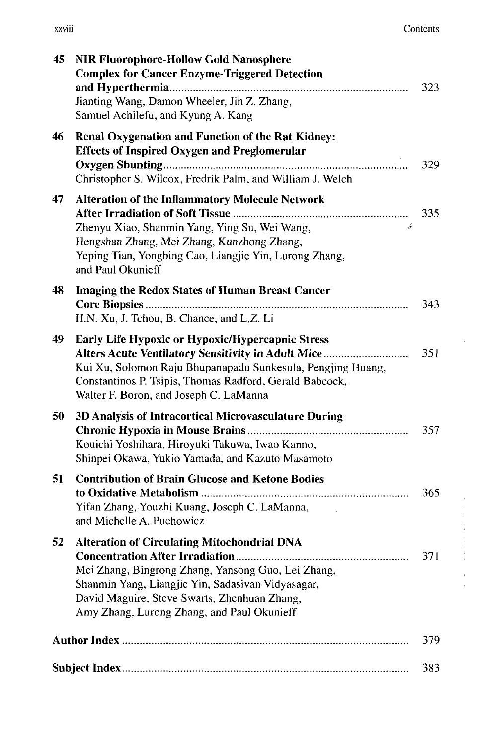| | | |
|---|---|---|
| 45 | **NIR Fluorophore-Hollow Gold Nanosphere Complex for Cancer Enzyme-Triggered Detection and Hyperthermia**<br>Jianting Wang, Damon Wheeler, Jin Z. Zhang, Samuel Achilefu, and Kyung A. Kang | 323 |
| 46 | **Renal Oxygenation and Function of the Rat Kidney: Effects of Inspired Oxygen and Preglomerular Oxygen Shunting**<br>Christopher S. Wilcox, Fredrik Palm, and William J. Welch | 329 |
| 47 | **Alteration of the Inflammatory Molecule Network After Irradiation of Soft Tissue**<br>Zhenyu Xiao, Shanmin Yang, Ying Su, Wei Wang, Hengshan Zhang, Mei Zhang, Kunzhong Zhang, Yeping Tian, Yongbing Cao, Liangjie Yin, Lurong Zhang, and Paul Okunieff | 335 |
| 48 | **Imaging the Redox States of Human Breast Cancer Core Biopsies**<br>H.N. Xu, J. Tchou, B. Chance, and L.Z. Li | 343 |
| 49 | **Early Life Hypoxic or Hypoxic/Hypercapnic Stress Alters Acute Ventilatory Sensitivity in Adult Mice**<br>Kui Xu, Solomon Raju Bhupanapadu Sunkesula, Pengjing Huang, Constantinos P. Tsipis, Thomas Radford, Gerald Babcock, Walter F. Boron, and Joseph C. LaManna | 351 |
| 50 | **3D Analysis of Intracortical Microvasculature During Chronic Hypoxia in Mouse Brains**<br>Kouichi Yoshihara, Hiroyuki Takuwa, Iwao Kanno, Shinpei Okawa, Yukio Yamada, and Kazuto Masamoto | 357 |
| 51 | **Contribution of Brain Glucose and Ketone Bodies to Oxidative Metabolism**<br>Yifan Zhang, Youzhi Kuang, Joseph C. LaManna, and Michelle A. Puchowicz | 365 |
| 52 | **Alteration of Circulating Mitochondrial DNA Concentration After Irradiation**<br>Mei Zhang, Bingrong Zhang, Yansong Guo, Lei Zhang, Shanmin Yang, Liangjie Yin, Sadasivan Vidyasagar, David Maguire, Steve Swarts, Zhenhuan Zhang, Amy Zhang, Lurong Zhang, and Paul Okunieff | 371 |
| | **Author Index** | 379 |
| | **Subject Index** | 383 |